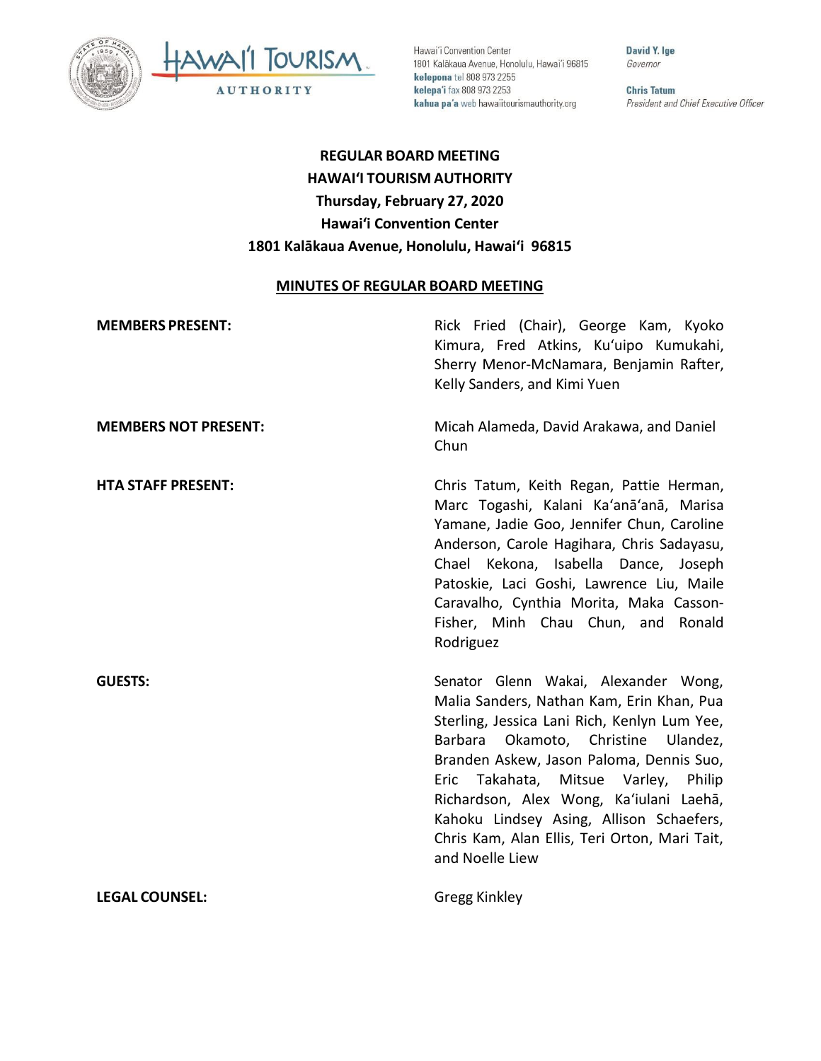Hawai'i Convention Center
1801 Kalākaua Avenue, Honolulu, Hawai'i 96815
**kelepona** tel 808 973 2255
**kelepa'i** fax 808 973 2253
**kahua pa'a** web hawaiitourismauthority.org

**David Y. Ige**
*Governor*

**Chris Tatum**
*President and Chief Executive Officer*

# REGULAR BOARD MEETING
# HAWAI'I TOURISM AUTHORITY
## Thursday, February 27, 2020
## Hawai'i Convention Center
## 1801 Kalākaua Avenue, Honolulu, Hawai'i 96815

## MINUTES OF REGULAR BOARD MEETING

| | |
|---|---|
| **MEMBERS PRESENT:** | Rick Fried (Chair), George Kam, Kyoko Kimura, Fred Atkins, Ku'uipo Kumukahi, Sherry Menor-McNamara, Benjamin Rafter, Kelly Sanders, and Kimi Yuen |
| **MEMBERS NOT PRESENT:** | Micah Alameda, David Arakawa, and Daniel Chun |
| **HTA STAFF PRESENT:** | Chris Tatum, Keith Regan, Pattie Herman, Marc Togashi, Kalani Ka'anā'anā, Marisa Yamane, Jadie Goo, Jennifer Chun, Caroline Anderson, Carole Hagihara, Chris Sadayasu, Chael Kekona, Isabella Dance, Joseph Patoskie, Laci Goshi, Lawrence Liu, Maile Caravalho, Cynthia Morita, Maka Casson-Fisher, Minh Chau Chun, and Ronald Rodriguez |
| **GUESTS:** | Senator Glenn Wakai, Alexander Wong, Malia Sanders, Nathan Kam, Erin Khan, Pua Sterling, Jessica Lani Rich, Kenlyn Lum Yee, Barbara Okamoto, Christine Ulandez, Branden Askew, Jason Paloma, Dennis Suo, Eric Takahata, Mitsue Varley, Philip Richardson, Alex Wong, Ka'iulani Laehā, Kahoku Lindsey Asing, Allison Schaefers, Chris Kam, Alan Ellis, Teri Orton, Mari Tait, and Noelle Liew |
| **LEGAL COUNSEL:** | Gregg Kinkley |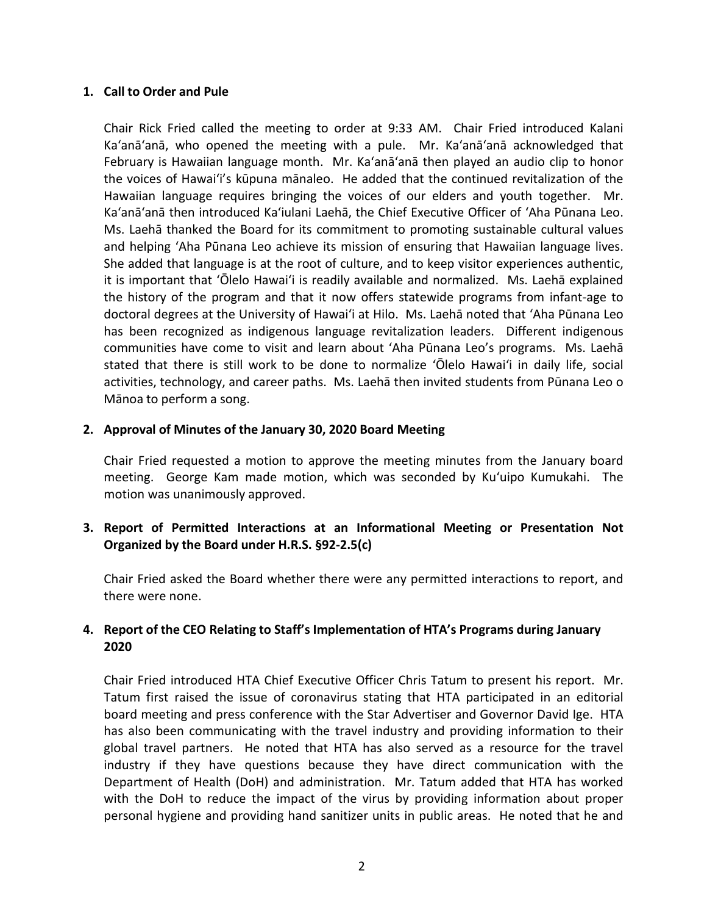**1. Call to Order and Pule**

Chair Rick Fried called the meeting to order at 9:33 AM. Chair Fried introduced Kalani Ka'anā'anā, who opened the meeting with a pule. Mr. Ka'anā'anā acknowledged that February is Hawaiian language month. Mr. Ka'anā'anā then played an audio clip to honor the voices of Hawai'i's kūpuna mānaleo. He added that the continued revitalization of the Hawaiian language requires bringing the voices of our elders and youth together. Mr. Ka'anā'anā then introduced Ka'iulani Laehā, the Chief Executive Officer of 'Aha Pūnana Leo. Ms. Laehā thanked the Board for its commitment to promoting sustainable cultural values and helping 'Aha Pūnana Leo achieve its mission of ensuring that Hawaiian language lives. She added that language is at the root of culture, and to keep visitor experiences authentic, it is important that 'Ōlelo Hawai'i is readily available and normalized. Ms. Laehā explained the history of the program and that it now offers statewide programs from infant-age to doctoral degrees at the University of Hawai'i at Hilo. Ms. Laehā noted that 'Aha Pūnana Leo has been recognized as indigenous language revitalization leaders. Different indigenous communities have come to visit and learn about 'Aha Pūnana Leo's programs. Ms. Laehā stated that there is still work to be done to normalize 'Ōlelo Hawai'i in daily life, social activities, technology, and career paths. Ms. Laehā then invited students from Pūnana Leo o Mānoa to perform a song.

**2. Approval of Minutes of the January 30, 2020 Board Meeting**

Chair Fried requested a motion to approve the meeting minutes from the January board meeting. George Kam made motion, which was seconded by Ku'uipo Kumukahi. The motion was unanimously approved.

**3. Report of Permitted Interactions at an Informational Meeting or Presentation Not Organized by the Board under H.R.S. §92-2.5(c)**

Chair Fried asked the Board whether there were any permitted interactions to report, and there were none.

**4. Report of the CEO Relating to Staff's Implementation of HTA's Programs during January 2020**

Chair Fried introduced HTA Chief Executive Officer Chris Tatum to present his report. Mr. Tatum first raised the issue of coronavirus stating that HTA participated in an editorial board meeting and press conference with the Star Advertiser and Governor David Ige. HTA has also been communicating with the travel industry and providing information to their global travel partners. He noted that HTA has also served as a resource for the travel industry if they have questions because they have direct communication with the Department of Health (DoH) and administration. Mr. Tatum added that HTA has worked with the DoH to reduce the impact of the virus by providing information about proper personal hygiene and providing hand sanitizer units in public areas. He noted that he and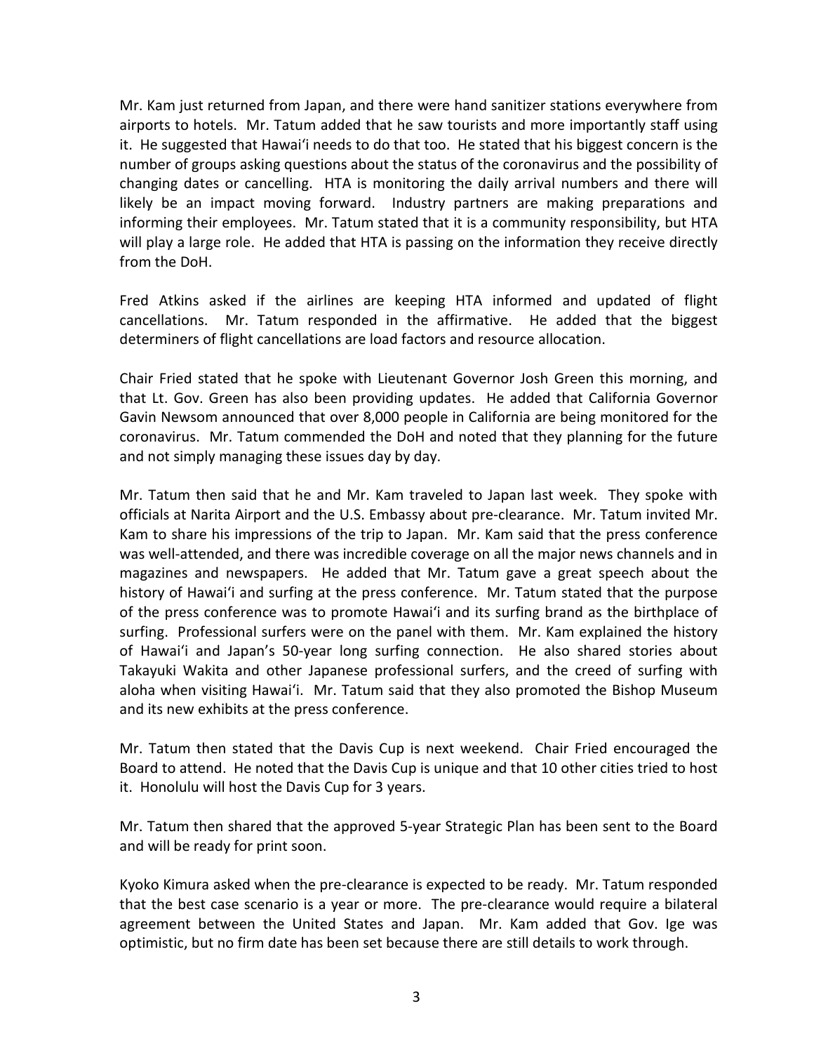Mr. Kam just returned from Japan, and there were hand sanitizer stations everywhere from airports to hotels. Mr. Tatum added that he saw tourists and more importantly staff using it. He suggested that Hawaiʻi needs to do that too. He stated that his biggest concern is the number of groups asking questions about the status of the coronavirus and the possibility of changing dates or cancelling. HTA is monitoring the daily arrival numbers and there will likely be an impact moving forward. Industry partners are making preparations and informing their employees. Mr. Tatum stated that it is a community responsibility, but HTA will play a large role. He added that HTA is passing on the information they receive directly from the DoH.

Fred Atkins asked if the airlines are keeping HTA informed and updated of flight cancellations. Mr. Tatum responded in the affirmative. He added that the biggest determiners of flight cancellations are load factors and resource allocation.

Chair Fried stated that he spoke with Lieutenant Governor Josh Green this morning, and that Lt. Gov. Green has also been providing updates. He added that California Governor Gavin Newsom announced that over 8,000 people in California are being monitored for the coronavirus. Mr. Tatum commended the DoH and noted that they planning for the future and not simply managing these issues day by day.

Mr. Tatum then said that he and Mr. Kam traveled to Japan last week. They spoke with officials at Narita Airport and the U.S. Embassy about pre-clearance. Mr. Tatum invited Mr. Kam to share his impressions of the trip to Japan. Mr. Kam said that the press conference was well-attended, and there was incredible coverage on all the major news channels and in magazines and newspapers. He added that Mr. Tatum gave a great speech about the history of Hawaiʻi and surfing at the press conference. Mr. Tatum stated that the purpose of the press conference was to promote Hawaiʻi and its surfing brand as the birthplace of surfing. Professional surfers were on the panel with them. Mr. Kam explained the history of Hawaiʻi and Japan's 50-year long surfing connection. He also shared stories about Takayuki Wakita and other Japanese professional surfers, and the creed of surfing with aloha when visiting Hawaiʻi. Mr. Tatum said that they also promoted the Bishop Museum and its new exhibits at the press conference.

Mr. Tatum then stated that the Davis Cup is next weekend. Chair Fried encouraged the Board to attend. He noted that the Davis Cup is unique and that 10 other cities tried to host it. Honolulu will host the Davis Cup for 3 years.

Mr. Tatum then shared that the approved 5-year Strategic Plan has been sent to the Board and will be ready for print soon.

Kyoko Kimura asked when the pre-clearance is expected to be ready. Mr. Tatum responded that the best case scenario is a year or more. The pre-clearance would require a bilateral agreement between the United States and Japan. Mr. Kam added that Gov. Ige was optimistic, but no firm date has been set because there are still details to work through.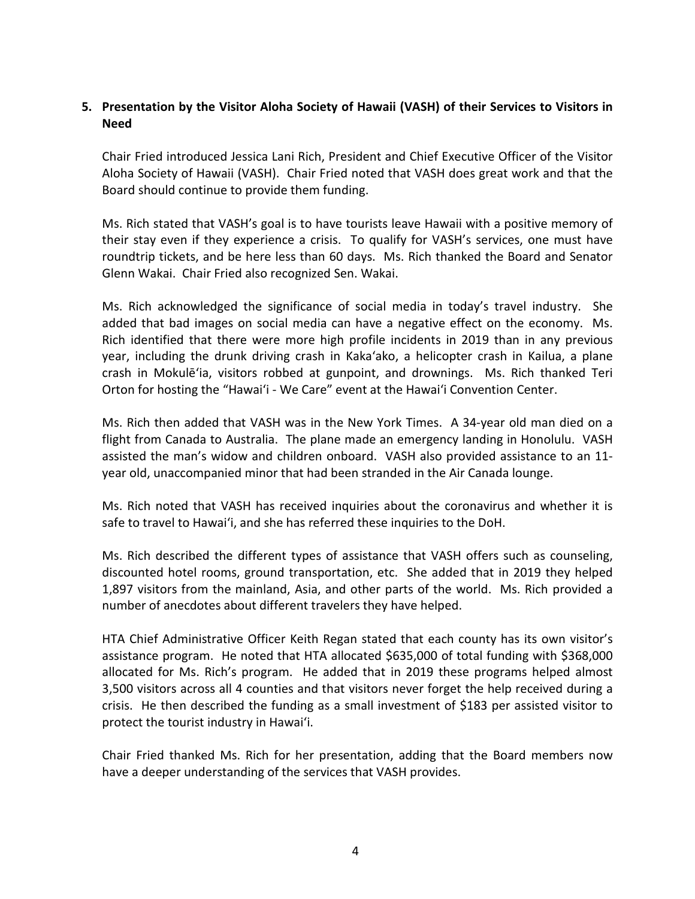## 5. Presentation by the Visitor Aloha Society of Hawaii (VASH) of their Services to Visitors in Need

Chair Fried introduced Jessica Lani Rich, President and Chief Executive Officer of the Visitor Aloha Society of Hawaii (VASH). Chair Fried noted that VASH does great work and that the Board should continue to provide them funding.

Ms. Rich stated that VASH's goal is to have tourists leave Hawaii with a positive memory of their stay even if they experience a crisis. To qualify for VASH's services, one must have roundtrip tickets, and be here less than 60 days. Ms. Rich thanked the Board and Senator Glenn Wakai. Chair Fried also recognized Sen. Wakai.

Ms. Rich acknowledged the significance of social media in today's travel industry. She added that bad images on social media can have a negative effect on the economy. Ms. Rich identified that there were more high profile incidents in 2019 than in any previous year, including the drunk driving crash in Kaka'ako, a helicopter crash in Kailua, a plane crash in Mokulē'ia, visitors robbed at gunpoint, and drownings. Ms. Rich thanked Teri Orton for hosting the "Hawai'i - We Care" event at the Hawai'i Convention Center.

Ms. Rich then added that VASH was in the New York Times. A 34-year old man died on a flight from Canada to Australia. The plane made an emergency landing in Honolulu. VASH assisted the man's widow and children onboard. VASH also provided assistance to an 11-year old, unaccompanied minor that had been stranded in the Air Canada lounge.

Ms. Rich noted that VASH has received inquiries about the coronavirus and whether it is safe to travel to Hawai'i, and she has referred these inquiries to the DoH.

Ms. Rich described the different types of assistance that VASH offers such as counseling, discounted hotel rooms, ground transportation, etc. She added that in 2019 they helped 1,897 visitors from the mainland, Asia, and other parts of the world. Ms. Rich provided a number of anecdotes about different travelers they have helped.

HTA Chief Administrative Officer Keith Regan stated that each county has its own visitor's assistance program. He noted that HTA allocated $635,000 of total funding with $368,000 allocated for Ms. Rich's program. He added that in 2019 these programs helped almost 3,500 visitors across all 4 counties and that visitors never forget the help received during a crisis. He then described the funding as a small investment of $183 per assisted visitor to protect the tourist industry in Hawai'i.

Chair Fried thanked Ms. Rich for her presentation, adding that the Board members now have a deeper understanding of the services that VASH provides.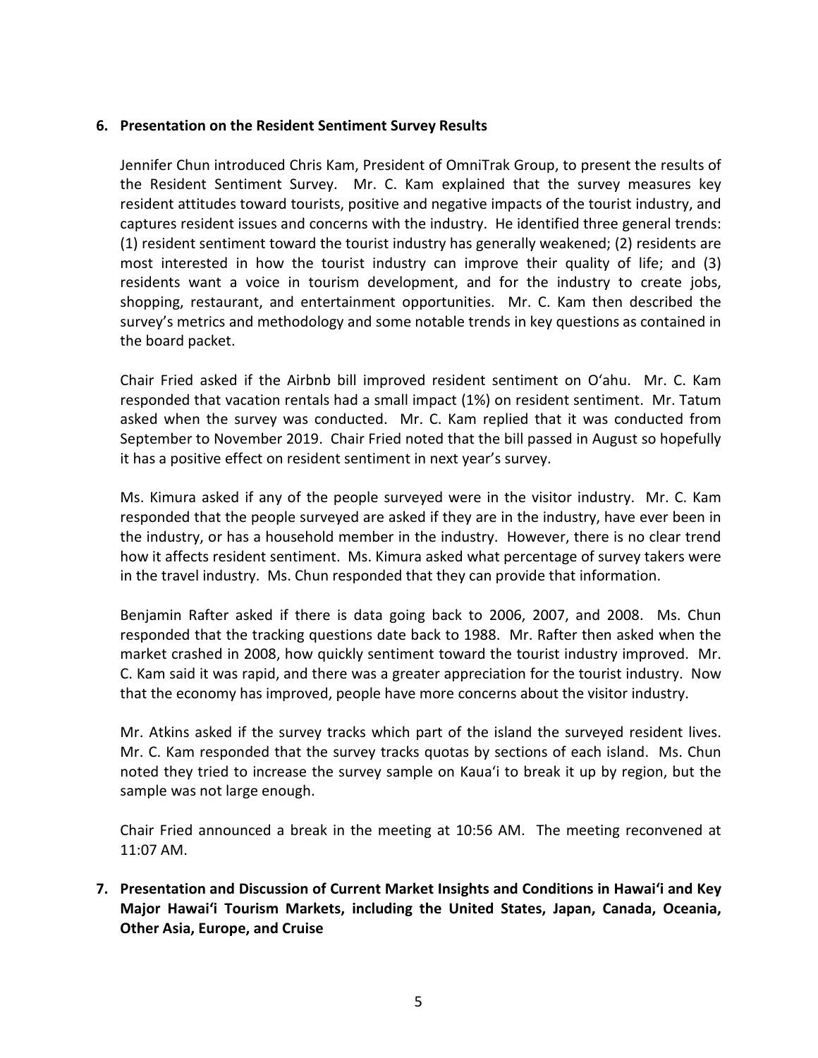**6. Presentation on the Resident Sentiment Survey Results**

Jennifer Chun introduced Chris Kam, President of OmniTrak Group, to present the results of the Resident Sentiment Survey. Mr. C. Kam explained that the survey measures key resident attitudes toward tourists, positive and negative impacts of the tourist industry, and captures resident issues and concerns with the industry. He identified three general trends: (1) resident sentiment toward the tourist industry has generally weakened; (2) residents are most interested in how the tourist industry can improve their quality of life; and (3) residents want a voice in tourism development, and for the industry to create jobs, shopping, restaurant, and entertainment opportunities. Mr. C. Kam then described the survey's metrics and methodology and some notable trends in key questions as contained in the board packet.

Chair Fried asked if the Airbnb bill improved resident sentiment on Oʻahu. Mr. C. Kam responded that vacation rentals had a small impact (1%) on resident sentiment. Mr. Tatum asked when the survey was conducted. Mr. C. Kam replied that it was conducted from September to November 2019. Chair Fried noted that the bill passed in August so hopefully it has a positive effect on resident sentiment in next year's survey.

Ms. Kimura asked if any of the people surveyed were in the visitor industry. Mr. C. Kam responded that the people surveyed are asked if they are in the industry, have ever been in the industry, or has a household member in the industry. However, there is no clear trend how it affects resident sentiment. Ms. Kimura asked what percentage of survey takers were in the travel industry. Ms. Chun responded that they can provide that information.

Benjamin Rafter asked if there is data going back to 2006, 2007, and 2008. Ms. Chun responded that the tracking questions date back to 1988. Mr. Rafter then asked when the market crashed in 2008, how quickly sentiment toward the tourist industry improved. Mr. C. Kam said it was rapid, and there was a greater appreciation for the tourist industry. Now that the economy has improved, people have more concerns about the visitor industry.

Mr. Atkins asked if the survey tracks which part of the island the surveyed resident lives. Mr. C. Kam responded that the survey tracks quotas by sections of each island. Ms. Chun noted they tried to increase the survey sample on Kauaʻi to break it up by region, but the sample was not large enough.

Chair Fried announced a break in the meeting at 10:56 AM. The meeting reconvened at 11:07 AM.

**7. Presentation and Discussion of Current Market Insights and Conditions in Hawaiʻi and Key Major Hawaiʻi Tourism Markets, including the United States, Japan, Canada, Oceania, Other Asia, Europe, and Cruise**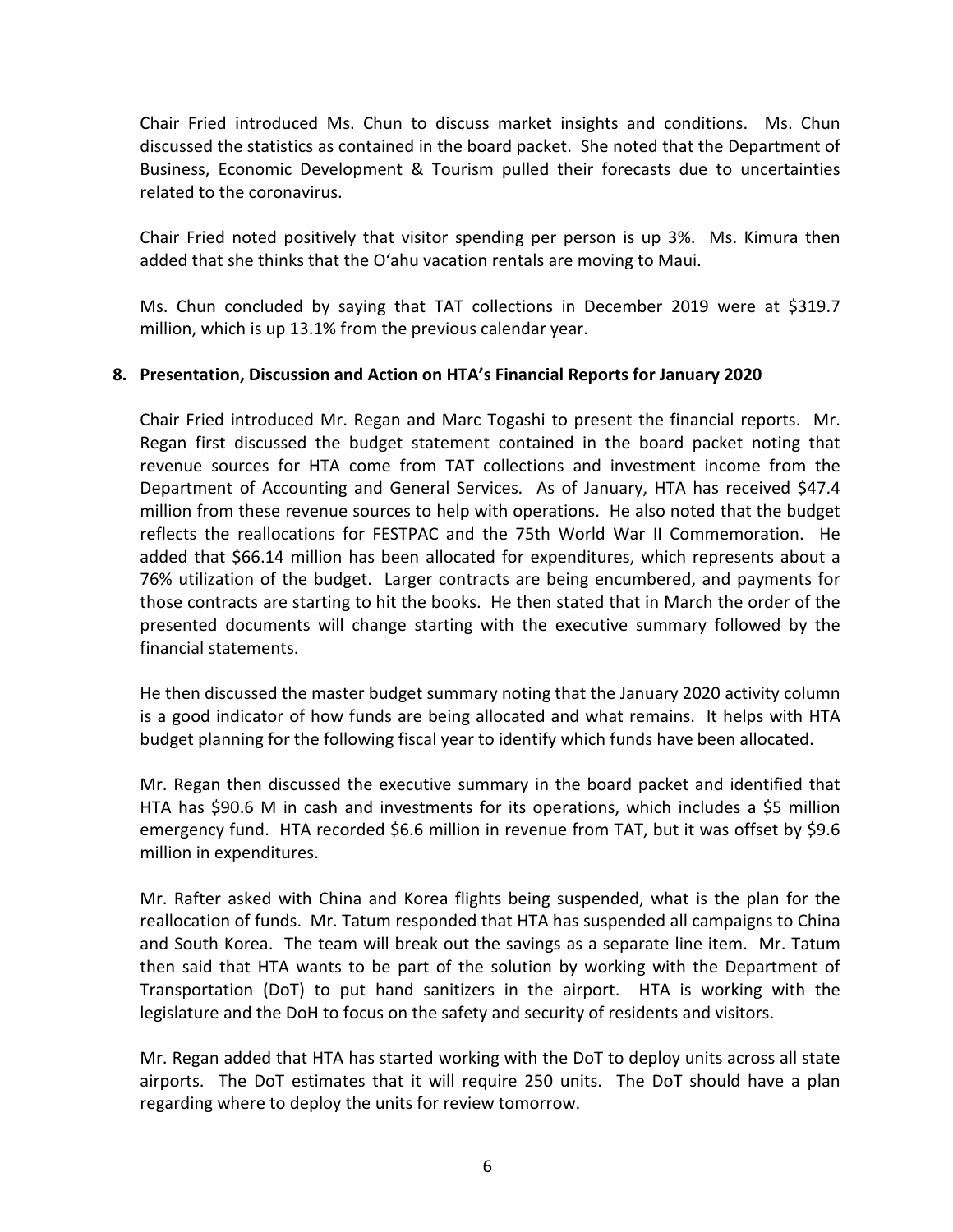Chair Fried introduced Ms. Chun to discuss market insights and conditions. Ms. Chun discussed the statistics as contained in the board packet. She noted that the Department of Business, Economic Development & Tourism pulled their forecasts due to uncertainties related to the coronavirus.

Chair Fried noted positively that visitor spending per person is up 3%. Ms. Kimura then added that she thinks that the Oʻahu vacation rentals are moving to Maui.

Ms. Chun concluded by saying that TAT collections in December 2019 were at $319.7 million, which is up 13.1% from the previous calendar year.

**8. Presentation, Discussion and Action on HTA's Financial Reports for January 2020**

Chair Fried introduced Mr. Regan and Marc Togashi to present the financial reports. Mr. Regan first discussed the budget statement contained in the board packet noting that revenue sources for HTA come from TAT collections and investment income from the Department of Accounting and General Services. As of January, HTA has received $47.4 million from these revenue sources to help with operations. He also noted that the budget reflects the reallocations for FESTPAC and the 75th World War II Commemoration. He added that $66.14 million has been allocated for expenditures, which represents about a 76% utilization of the budget. Larger contracts are being encumbered, and payments for those contracts are starting to hit the books. He then stated that in March the order of the presented documents will change starting with the executive summary followed by the financial statements.

He then discussed the master budget summary noting that the January 2020 activity column is a good indicator of how funds are being allocated and what remains. It helps with HTA budget planning for the following fiscal year to identify which funds have been allocated.

Mr. Regan then discussed the executive summary in the board packet and identified that HTA has $90.6 M in cash and investments for its operations, which includes a $5 million emergency fund. HTA recorded $6.6 million in revenue from TAT, but it was offset by $9.6 million in expenditures.

Mr. Rafter asked with China and Korea flights being suspended, what is the plan for the reallocation of funds. Mr. Tatum responded that HTA has suspended all campaigns to China and South Korea. The team will break out the savings as a separate line item. Mr. Tatum then said that HTA wants to be part of the solution by working with the Department of Transportation (DoT) to put hand sanitizers in the airport. HTA is working with the legislature and the DoH to focus on the safety and security of residents and visitors.

Mr. Regan added that HTA has started working with the DoT to deploy units across all state airports. The DoT estimates that it will require 250 units. The DoT should have a plan regarding where to deploy the units for review tomorrow.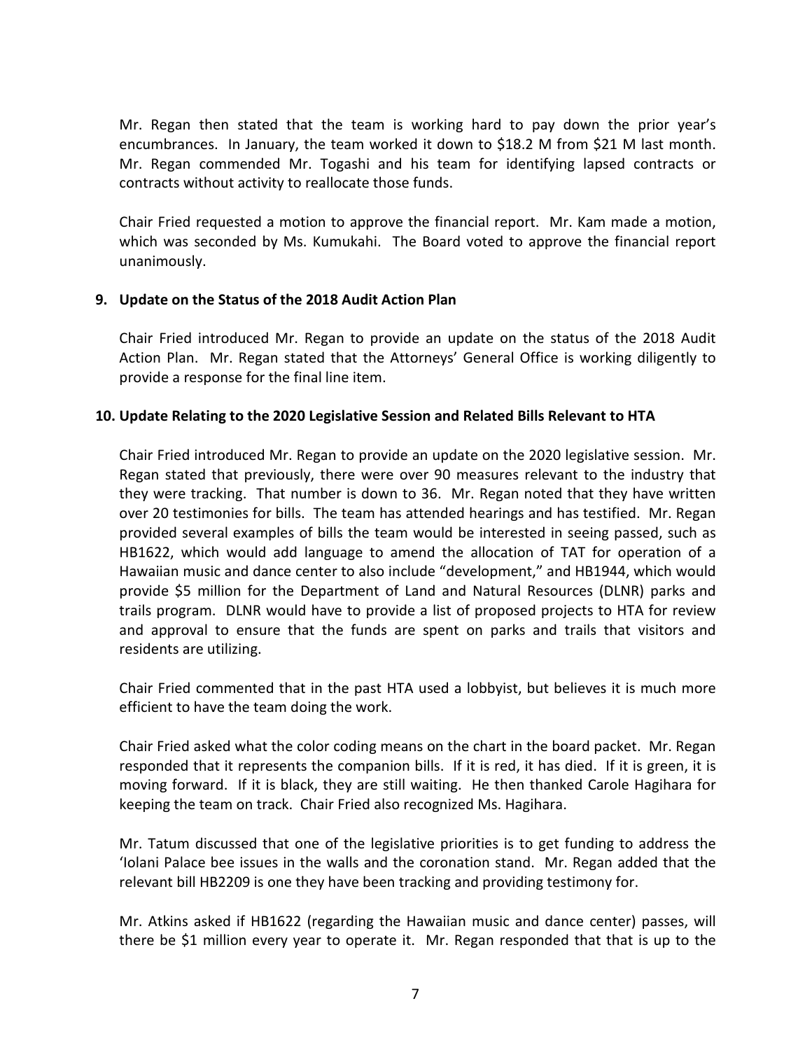Mr. Regan then stated that the team is working hard to pay down the prior year's encumbrances. In January, the team worked it down to \$18.2 M from \$21 M last month. Mr. Regan commended Mr. Togashi and his team for identifying lapsed contracts or contracts without activity to reallocate those funds.

Chair Fried requested a motion to approve the financial report. Mr. Kam made a motion, which was seconded by Ms. Kumukahi. The Board voted to approve the financial report unanimously.

### 9. Update on the Status of the 2018 Audit Action Plan

Chair Fried introduced Mr. Regan to provide an update on the status of the 2018 Audit Action Plan. Mr. Regan stated that the Attorneys' General Office is working diligently to provide a response for the final line item.

### 10. Update Relating to the 2020 Legislative Session and Related Bills Relevant to HTA

Chair Fried introduced Mr. Regan to provide an update on the 2020 legislative session. Mr. Regan stated that previously, there were over 90 measures relevant to the industry that they were tracking. That number is down to 36. Mr. Regan noted that they have written over 20 testimonies for bills. The team has attended hearings and has testified. Mr. Regan provided several examples of bills the team would be interested in seeing passed, such as HB1622, which would add language to amend the allocation of TAT for operation of a Hawaiian music and dance center to also include "development," and HB1944, which would provide \$5 million for the Department of Land and Natural Resources (DLNR) parks and trails program. DLNR would have to provide a list of proposed projects to HTA for review and approval to ensure that the funds are spent on parks and trails that visitors and residents are utilizing.

Chair Fried commented that in the past HTA used a lobbyist, but believes it is much more efficient to have the team doing the work.

Chair Fried asked what the color coding means on the chart in the board packet. Mr. Regan responded that it represents the companion bills. If it is red, it has died. If it is green, it is moving forward. If it is black, they are still waiting. He then thanked Carole Hagihara for keeping the team on track. Chair Fried also recognized Ms. Hagihara.

Mr. Tatum discussed that one of the legislative priorities is to get funding to address the 'Iolani Palace bee issues in the walls and the coronation stand. Mr. Regan added that the relevant bill HB2209 is one they have been tracking and providing testimony for.

Mr. Atkins asked if HB1622 (regarding the Hawaiian music and dance center) passes, will there be \$1 million every year to operate it. Mr. Regan responded that that is up to the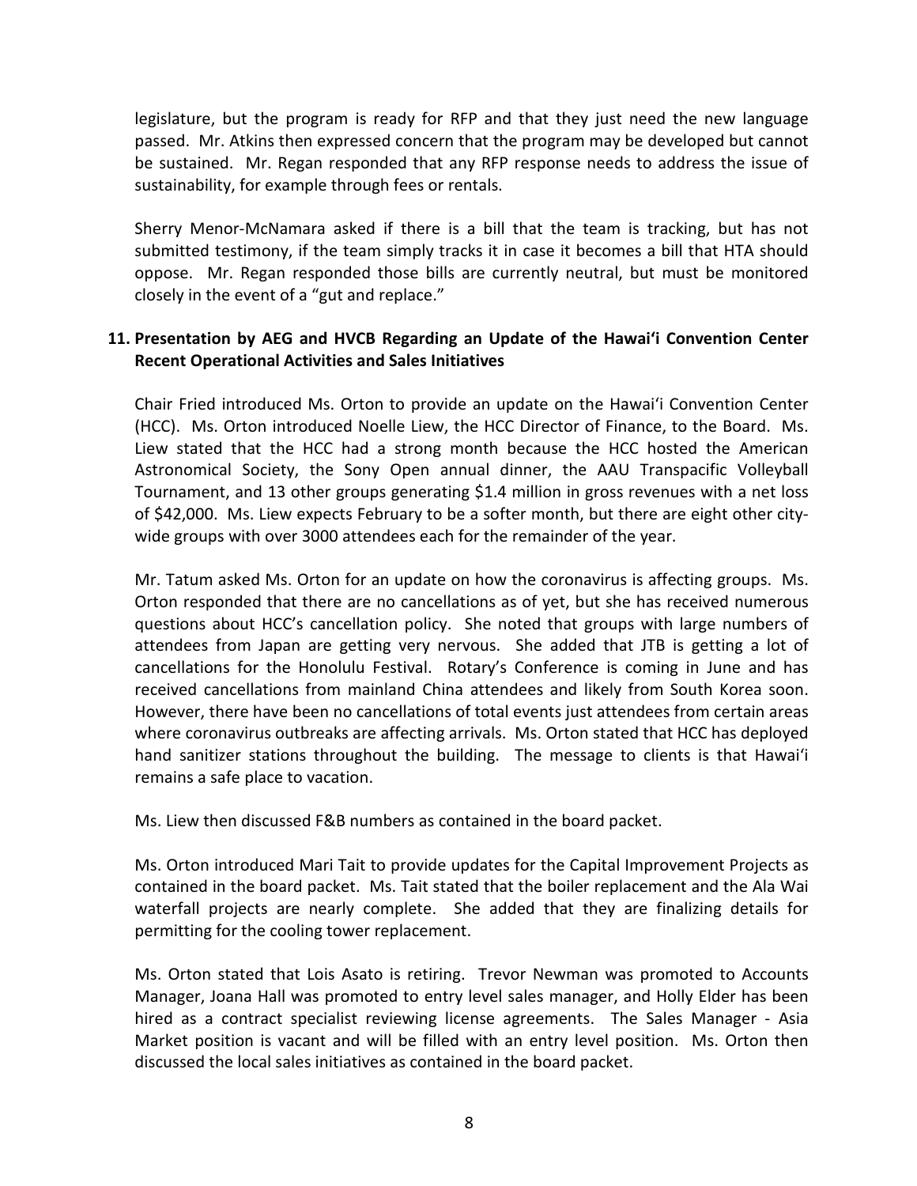legislature, but the program is ready for RFP and that they just need the new language passed. Mr. Atkins then expressed concern that the program may be developed but cannot be sustained. Mr. Regan responded that any RFP response needs to address the issue of sustainability, for example through fees or rentals.

Sherry Menor-McNamara asked if there is a bill that the team is tracking, but has not submitted testimony, if the team simply tracks it in case it becomes a bill that HTA should oppose. Mr. Regan responded those bills are currently neutral, but must be monitored closely in the event of a "gut and replace."

**11. Presentation by AEG and HVCB Regarding an Update of the Hawaiʻi Convention Center Recent Operational Activities and Sales Initiatives**

Chair Fried introduced Ms. Orton to provide an update on the Hawaiʻi Convention Center (HCC). Ms. Orton introduced Noelle Liew, the HCC Director of Finance, to the Board. Ms. Liew stated that the HCC had a strong month because the HCC hosted the American Astronomical Society, the Sony Open annual dinner, the AAU Transpacific Volleyball Tournament, and 13 other groups generating $1.4 million in gross revenues with a net loss of $42,000. Ms. Liew expects February to be a softer month, but there are eight other city-wide groups with over 3000 attendees each for the remainder of the year.

Mr. Tatum asked Ms. Orton for an update on how the coronavirus is affecting groups. Ms. Orton responded that there are no cancellations as of yet, but she has received numerous questions about HCC's cancellation policy. She noted that groups with large numbers of attendees from Japan are getting very nervous. She added that JTB is getting a lot of cancellations for the Honolulu Festival. Rotary's Conference is coming in June and has received cancellations from mainland China attendees and likely from South Korea soon. However, there have been no cancellations of total events just attendees from certain areas where coronavirus outbreaks are affecting arrivals. Ms. Orton stated that HCC has deployed hand sanitizer stations throughout the building. The message to clients is that Hawaiʻi remains a safe place to vacation.

Ms. Liew then discussed F&B numbers as contained in the board packet.

Ms. Orton introduced Mari Tait to provide updates for the Capital Improvement Projects as contained in the board packet. Ms. Tait stated that the boiler replacement and the Ala Wai waterfall projects are nearly complete. She added that they are finalizing details for permitting for the cooling tower replacement.

Ms. Orton stated that Lois Asato is retiring. Trevor Newman was promoted to Accounts Manager, Joana Hall was promoted to entry level sales manager, and Holly Elder has been hired as a contract specialist reviewing license agreements. The Sales Manager - Asia Market position is vacant and will be filled with an entry level position. Ms. Orton then discussed the local sales initiatives as contained in the board packet.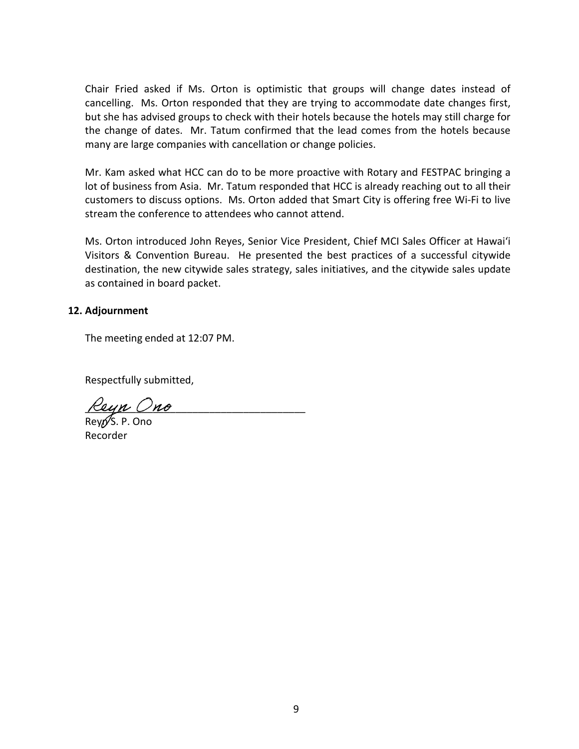Chair Fried asked if Ms. Orton is optimistic that groups will change dates instead of cancelling. Ms. Orton responded that they are trying to accommodate date changes first, but she has advised groups to check with their hotels because the hotels may still charge for the change of dates. Mr. Tatum confirmed that the lead comes from the hotels because many are large companies with cancellation or change policies.

Mr. Kam asked what HCC can do to be more proactive with Rotary and FESTPAC bringing a lot of business from Asia. Mr. Tatum responded that HCC is already reaching out to all their customers to discuss options. Ms. Orton added that Smart City is offering free Wi-Fi to live stream the conference to attendees who cannot attend.

Ms. Orton introduced John Reyes, Senior Vice President, Chief MCI Sales Officer at Hawaiʻi Visitors & Convention Bureau. He presented the best practices of a successful citywide destination, the new citywide sales strategy, sales initiatives, and the citywide sales update as contained in board packet.

**12. Adjournment**

The meeting ended at 12:07 PM.

Respectfully submitted,

*Reyn Ono*

Reyn S. P. Ono
Recorder